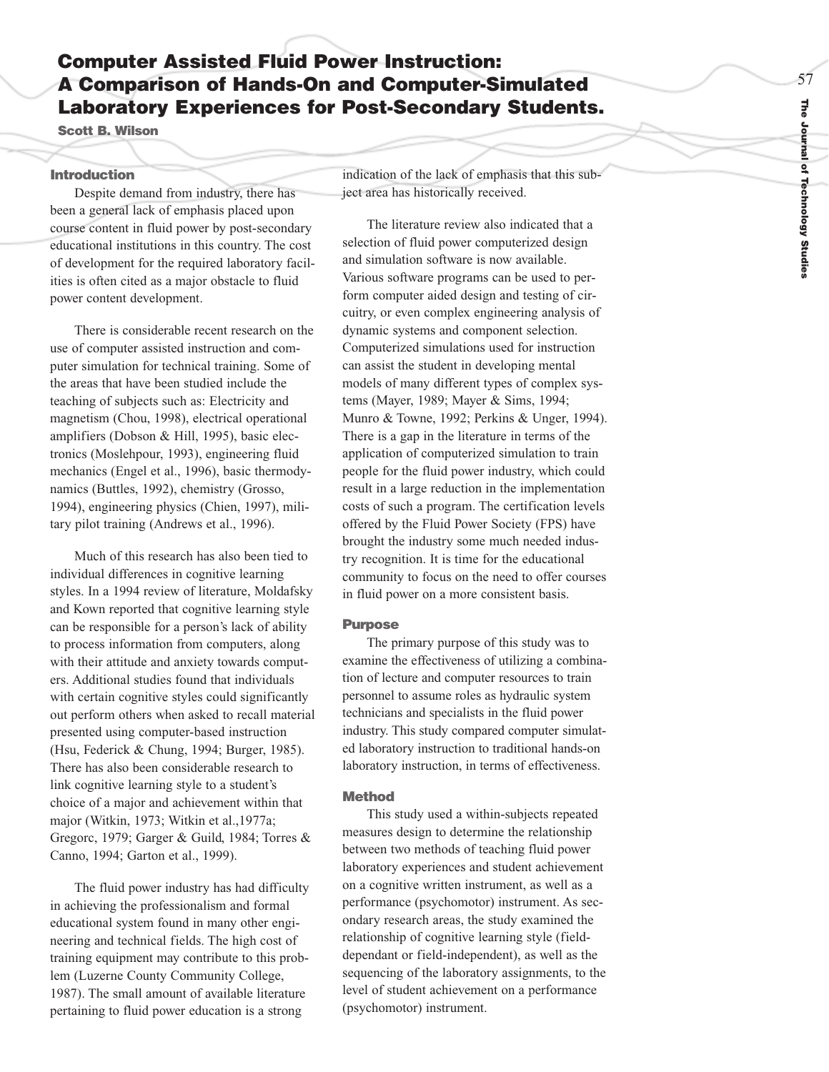# Computer Assisted Fluid Power Instruction: A Comparison of Hands-On and Computer-Simulated Laboratory Experiences for Post-Secondary Students.

**Scott B. Wilson**

## Introduction

Despite demand from industry, there has been a general lack of emphasis placed upon course content in fluid power by post-secondary educational institutions in this country. The cost of development for the required laboratory facilities is often cited as a major obstacle to fluid power content development.

There is considerable recent research on the use of computer assisted instruction and computer simulation for technical training. Some of the areas that have been studied include the teaching of subjects such as: Electricity and magnetism (Chou, 1998), electrical operational amplifiers (Dobson & Hill, 1995), basic electronics (Moslehpour, 1993), engineering fluid mechanics (Engel et al., 1996), basic thermodynamics (Buttles, 1992), chemistry (Grosso, 1994), engineering physics (Chien, 1997), military pilot training (Andrews et al., 1996).

Much of this research has also been tied to individual differences in cognitive learning styles. In a 1994 review of literature, Moldafsky and Kown reported that cognitive learning style can be responsible for a person's lack of ability to process information from computers, along with their attitude and anxiety towards computers. Additional studies found that individuals with certain cognitive styles could significantly out perform others when asked to recall material presented using computer-based instruction (Hsu, Federick & Chung, 1994; Burger, 1985). There has also been considerable research to link cognitive learning style to a student's choice of a major and achievement within that major (Witkin, 1973; Witkin et al.,1977a; Gregorc, 1979; Garger & Guild, 1984; Torres & Canno, 1994; Garton et al., 1999).

The fluid power industry has had difficulty in achieving the professionalism and formal educational system found in many other engineering and technical fields. The high cost of training equipment may contribute to this problem (Luzerne County Community College, 1987). The small amount of available literature pertaining to fluid power education is a strong indication of the lack of emphasis that this subject area has historically received.

The literature review also indicated that a selection of fluid power computerized design and simulation software is now available. Various software programs can be used to perform computer aided design and testing of circuitry, or even complex engineering analysis of dynamic systems and component selection. Computerized simulations used for instruction can assist the student in developing mental models of many different types of complex systems (Mayer, 1989; Mayer & Sims, 1994; Munro & Towne, 1992; Perkins & Unger, 1994). There is a gap in the literature in terms of the application of computerized simulation to train people for the fluid power industry, which could result in a large reduction in the implementation costs of such a program. The certification levels offered by the Fluid Power Society (FPS) have brought the industry some much needed industry recognition. It is time for the educational community to focus on the need to offer courses in fluid power on a more consistent basis.

## Purpose

The primary purpose of this study was to examine the effectiveness of utilizing a combination of lecture and computer resources to train personnel to assume roles as hydraulic system technicians and specialists in the fluid power industry. This study compared computer simulated laboratory instruction to traditional hands-on laboratory instruction, in terms of effectiveness.

## Method

This study used a within-subjects repeated measures design to determine the relationship between two methods of teaching fluid power laboratory experiences and student achievement on a cognitive written instrument, as well as a performance (psychomotor) instrument. As secondary research areas, the study examined the relationship of cognitive learning style (field-dependant or field-independent), as well as the sequencing of the laboratory assignments, to the level of student achievement on a performance (psychomotor) instrument.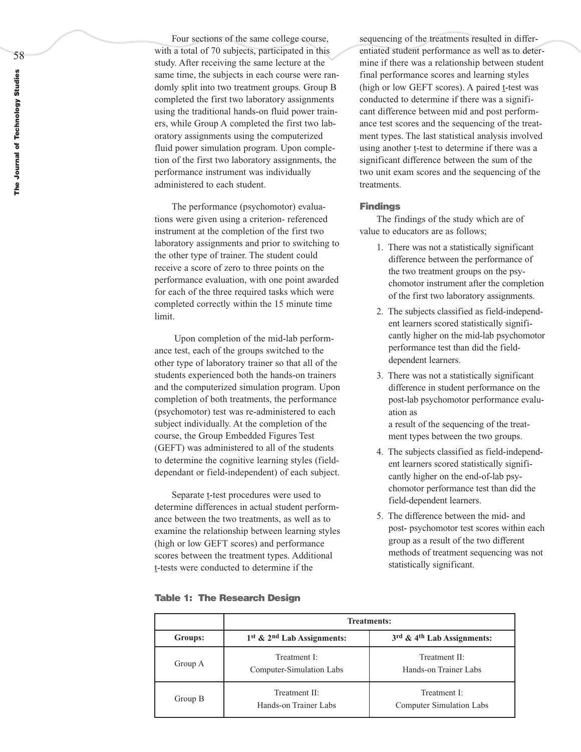Four sections of the same college course, with a total of 70 subjects, participated in this study. After receiving the same lecture at the same time, the subjects in each course were randomly split into two treatment groups. Group B completed the first two laboratory assignments using the traditional hands-on fluid power trainers, while Group A completed the first two laboratory assignments using the computerized fluid power simulation program. Upon completion of the first two laboratory assignments, the performance instrument was individually administered to each student.

The performance (psychomotor) evaluations were given using a criterion- referenced instrument at the completion of the first two laboratory assignments and prior to switching to the other type of trainer. The student could receive a score of zero to three points on the performance evaluation, with one point awarded for each of the three required tasks which were completed correctly within the 15 minute time limit.

Upon completion of the mid-lab performance test, each of the groups switched to the other type of laboratory trainer so that all of the students experienced both the hands-on trainers and the computerized simulation program. Upon completion of both treatments, the performance (psychomotor) test was re-administered to each subject individually. At the completion of the course, the Group Embedded Figures Test (GEFT) was administered to all of the students to determine the cognitive learning styles (field-dependant or field-independent) of each subject.

Separate t-test procedures were used to determine differences in actual student performance between the two treatments, as well as to examine the relationship between learning styles (high or low GEFT scores) and performance scores between the treatment types. Additional t-tests were conducted to determine if the sequencing of the treatments resulted in differentiated student performance as well as to determine if there was a relationship between student final performance scores and learning styles (high or low GEFT scores). A paired t-test was conducted to determine if there was a significant difference between mid and post performance test scores and the sequencing of the treatment types. The last statistical analysis involved using another t-test to determine if there was a significant difference between the sum of the two unit exam scores and the sequencing of the treatments.

## Findings

The findings of the study which are of value to educators are as follows;

1. There was not a statistically significant difference between the performance of the two treatment groups on the psychomotor instrument after the completion of the first two laboratory assignments.
2. The subjects classified as field-independent learners scored statistically significantly higher on the mid-lab psychomotor performance test than did the field-dependent learners.
3. There was not a statistically significant difference in student performance on the post-lab psychomotor performance evaluation as a result of the sequencing of the treatment types between the two groups.
4. The subjects classified as field-independent learners scored statistically significantly higher on the end-of-lab psychomotor performance test than did the field-dependent learners.
5. The difference between the mid- and post- psychomotor test scores within each group as a result of the two different methods of treatment sequencing was not statistically significant.

**Table 1: The Research Design**

| | **Treatments:** | |
|---|---|---|
| **Groups:** | **1st & 2nd Lab Assignments:** | **3rd & 4th Lab Assignments:** |
| Group A | Treatment I: Computer-Simulation Labs | Treatment II: Hands-on Trainer Labs |
| Group B | Treatment II: Hands-on Trainer Labs | Treatment I: Computer Simulation Labs |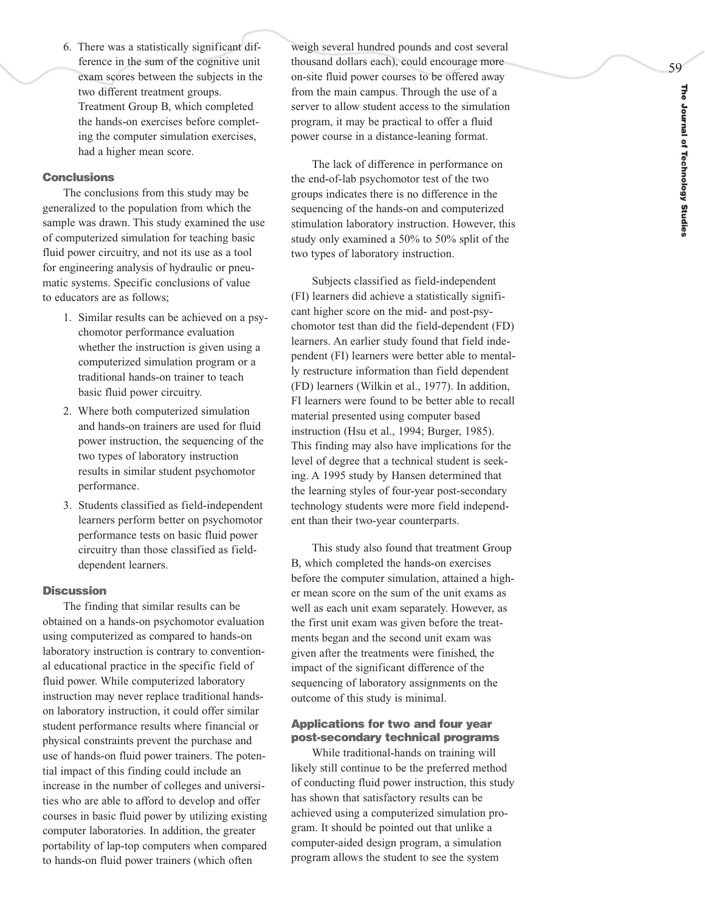6. There was a statistically significant difference in the sum of the cognitive unit exam scores between the subjects in the two different treatment groups. Treatment Group B, which completed the hands-on exercises before completing the computer simulation exercises, had a higher mean score.

### Conclusions

The conclusions from this study may be generalized to the population from which the sample was drawn. This study examined the use of computerized simulation for teaching basic fluid power circuitry, and not its use as a tool for engineering analysis of hydraulic or pneumatic systems. Specific conclusions of value to educators are as follows;

1. Similar results can be achieved on a psychomotor performance evaluation whether the instruction is given using a computerized simulation program or a traditional hands-on trainer to teach basic fluid power circuitry.
2. Where both computerized simulation and hands-on trainers are used for fluid power instruction, the sequencing of the two types of laboratory instruction results in similar student psychomotor performance.
3. Students classified as field-independent learners perform better on psychomotor performance tests on basic fluid power circuitry than those classified as field-dependent learners.

### Discussion

The finding that similar results can be obtained on a hands-on psychomotor evaluation using computerized as compared to hands-on laboratory instruction is contrary to conventional educational practice in the specific field of fluid power. While computerized laboratory instruction may never replace traditional hands-on laboratory instruction, it could offer similar student performance results where financial or physical constraints prevent the purchase and use of hands-on fluid power trainers. The potential impact of this finding could include an increase in the number of colleges and universities who are able to afford to develop and offer courses in basic fluid power by utilizing existing computer laboratories. In addition, the greater portability of lap-top computers when compared to hands-on fluid power trainers (which often weigh several hundred pounds and cost several thousand dollars each), could encourage more on-site fluid power courses to be offered away from the main campus. Through the use of a server to allow student access to the simulation program, it may be practical to offer a fluid power course in a distance-leaning format.

The lack of difference in performance on the end-of-lab psychomotor test of the two groups indicates there is no difference in the sequencing of the hands-on and computerized stimulation laboratory instruction. However, this study only examined a 50% to 50% split of the two types of laboratory instruction.

Subjects classified as field-independent (FI) learners did achieve a statistically significant higher score on the mid- and post-psychomotor test than did the field-dependent (FD) learners. An earlier study found that field independent (FI) learners were better able to mentally restructure information than field dependent (FD) learners (Wilkin et al., 1977). In addition, FI learners were found to be better able to recall material presented using computer based instruction (Hsu et al., 1994; Burger, 1985). This finding may also have implications for the level of degree that a technical student is seeking. A 1995 study by Hansen determined that the learning styles of four-year post-secondary technology students were more field independent than their two-year counterparts.

This study also found that treatment Group B, which completed the hands-on exercises before the computer simulation, attained a higher mean score on the sum of the unit exams as well as each unit exam separately. However, as the first unit exam was given before the treatments began and the second unit exam was given after the treatments were finished, the impact of the significant difference of the sequencing of laboratory assignments on the outcome of this study is minimal.

### Applications for two and four year post-secondary technical programs

While traditional-hands on training will likely still continue to be the preferred method of conducting fluid power instruction, this study has shown that satisfactory results can be achieved using a computerized simulation program. It should be pointed out that unlike a computer-aided design program, a simulation program allows the student to see the system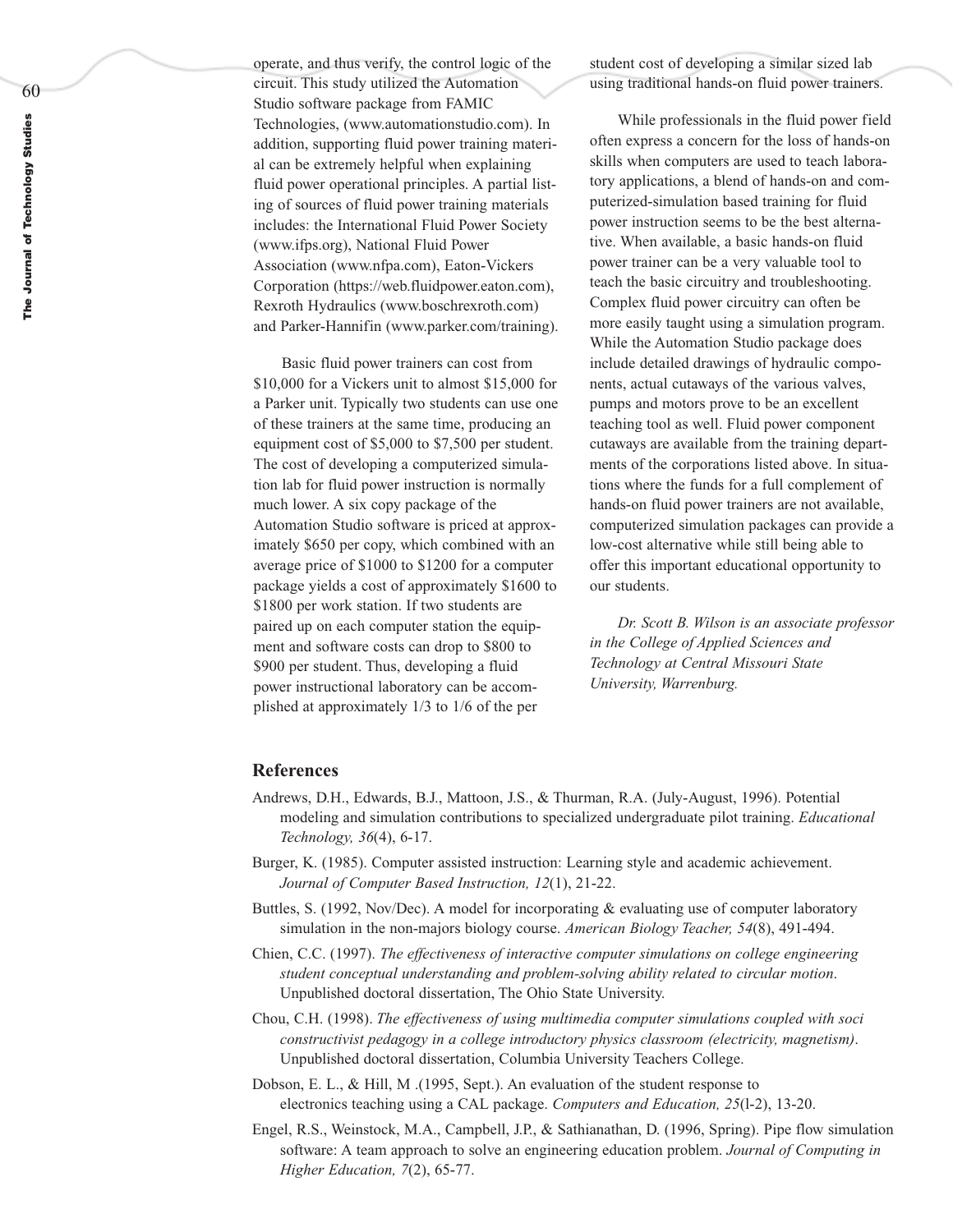operate, and thus verify, the control logic of the circuit. This study utilized the Automation Studio software package from FAMIC Technologies, (www.automationstudio.com). In addition, supporting fluid power training material can be extremely helpful when explaining fluid power operational principles. A partial listing of sources of fluid power training materials includes: the International Fluid Power Society (www.ifps.org), National Fluid Power Association (www.nfpa.com), Eaton-Vickers Corporation (https://web.fluidpower.eaton.com), Rexroth Hydraulics (www.boschrexroth.com) and Parker-Hannifin (www.parker.com/training).

Basic fluid power trainers can cost from $10,000 for a Vickers unit to almost $15,000 for a Parker unit. Typically two students can use one of these trainers at the same time, producing an equipment cost of $5,000 to $7,500 per student. The cost of developing a computerized simulation lab for fluid power instruction is normally much lower. A six copy package of the Automation Studio software is priced at approximately $650 per copy, which combined with an average price of $1000 to $1200 for a computer package yields a cost of approximately $1600 to $1800 per work station. If two students are paired up on each computer station the equipment and software costs can drop to $800 to $900 per student. Thus, developing a fluid power instructional laboratory can be accomplished at approximately 1/3 to 1/6 of the per student cost of developing a similar sized lab using traditional hands-on fluid power trainers.

While professionals in the fluid power field often express a concern for the loss of hands-on skills when computers are used to teach laboratory applications, a blend of hands-on and computerized-simulation based training for fluid power instruction seems to be the best alternative. When available, a basic hands-on fluid power trainer can be a very valuable tool to teach the basic circuitry and troubleshooting. Complex fluid power circuitry can often be more easily taught using a simulation program. While the Automation Studio package does include detailed drawings of hydraulic components, actual cutaways of the various valves, pumps and motors prove to be an excellent teaching tool as well. Fluid power component cutaways are available from the training departments of the corporations listed above. In situations where the funds for a full complement of hands-on fluid power trainers are not available, computerized simulation packages can provide a low-cost alternative while still being able to offer this important educational opportunity to our students.

*Dr. Scott B. Wilson is an associate professor in the College of Applied Sciences and Technology at Central Missouri State University, Warrenburg.*

## References

Andrews, D.H., Edwards, B.J., Mattoon, J.S., & Thurman, R.A. (July-August, 1996). Potential modeling and simulation contributions to specialized undergraduate pilot training. *Educational Technology, 36*(4), 6-17.

Burger, K. (1985). Computer assisted instruction: Learning style and academic achievement. *Journal of Computer Based Instruction, 12*(1), 21-22.

Buttles, S. (1992, Nov/Dec). A model for incorporating & evaluating use of computer laboratory simulation in the non-majors biology course. *American Biology Teacher, 54*(8), 491-494.

Chien, C.C. (1997). *The effectiveness of interactive computer simulations on college engineering student conceptual understanding and problem-solving ability related to circular motion*. Unpublished doctoral dissertation, The Ohio State University.

Chou, C.H. (1998). *The effectiveness of using multimedia computer simulations coupled with soci constructivist pedagogy in a college introductory physics classroom (electricity, magnetism)*. Unpublished doctoral dissertation, Columbia University Teachers College.

Dobson, E. L., & Hill, M .(1995, Sept.). An evaluation of the student response to electronics teaching using a CAL package. *Computers and Education, 25*(l-2), 13-20.

Engel, R.S., Weinstock, M.A., Campbell, J.P., & Sathianathan, D. (1996, Spring). Pipe flow simulation software: A team approach to solve an engineering education problem. *Journal of Computing in Higher Education, 7*(2), 65-77.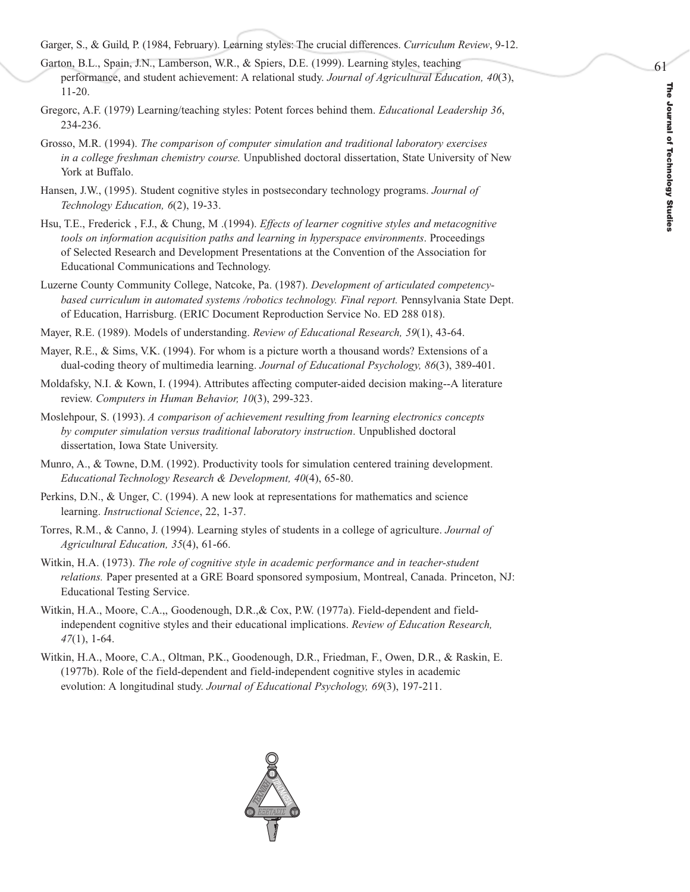Garger, S., & Guild, P. (1984, February). Learning styles: The crucial differences. *Curriculum Review*, 9-12.

Garton, B.L., Spain, J.N., Lamberson, W.R., & Spiers, D.E. (1999). Learning styles, teaching performance, and student achievement: A relational study. *Journal of Agricultural Education, 40*(3), 11-20.

Gregorc, A.F. (1979) Learning/teaching styles: Potent forces behind them. *Educational Leadership 36*, 234-236.

Grosso, M.R. (1994). *The comparison of computer simulation and traditional laboratory exercises in a college freshman chemistry course.* Unpublished doctoral dissertation, State University of New York at Buffalo.

Hansen, J.W., (1995). Student cognitive styles in postsecondary technology programs. *Journal of Technology Education, 6*(2), 19-33.

Hsu, T.E., Frederick , F.J., & Chung, M .(1994). *Effects of learner cognitive styles and metacognitive tools on information acquisition paths and learning in hyperspace environments*. Proceedings of Selected Research and Development Presentations at the Convention of the Association for Educational Communications and Technology.

Luzerne County Community College, Natcoke, Pa. (1987). *Development of articulated competency-based curriculum in automated systems /robotics technology. Final report.* Pennsylvania State Dept. of Education, Harrisburg. (ERIC Document Reproduction Service No. ED 288 018).

Mayer, R.E. (1989). Models of understanding. *Review of Educational Research, 59*(1), 43-64.

Mayer, R.E., & Sims, V.K. (1994). For whom is a picture worth a thousand words? Extensions of a dual-coding theory of multimedia learning. *Journal of Educational Psychology, 86*(3), 389-401.

Moldafsky, N.I. & Kown, I. (1994). Attributes affecting computer-aided decision making--A literature review. *Computers in Human Behavior, 10*(3), 299-323.

Moslehpour, S. (1993). *A comparison of achievement resulting from learning electronics concepts by computer simulation versus traditional laboratory instruction*. Unpublished doctoral dissertation, Iowa State University.

Munro, A., & Towne, D.M. (1992). Productivity tools for simulation centered training development. *Educational Technology Research & Development, 40*(4), 65-80.

Perkins, D.N., & Unger, C. (1994). A new look at representations for mathematics and science learning. *Instructional Science*, 22, 1-37.

Torres, R.M., & Canno, J. (1994). Learning styles of students in a college of agriculture. *Journal of Agricultural Education, 35*(4), 61-66.

Witkin, H.A. (1973). *The role of cognitive style in academic performance and in teacher-student relations.* Paper presented at a GRE Board sponsored symposium, Montreal, Canada. Princeton, NJ: Educational Testing Service.

Witkin, H.A., Moore, C.A.,, Goodenough, D.R.,& Cox, P.W. (1977a). Field-dependent and field-independent cognitive styles and their educational implications. *Review of Education Research, 47*(1), 1-64.

Witkin, H.A., Moore, C.A., Oltman, P.K., Goodenough, D.R., Friedman, F., Owen, D.R., & Raskin, E. (1977b). Role of the field-dependent and field-independent cognitive styles in academic evolution: A longitudinal study. *Journal of Educational Psychology, 69*(3), 197-211.